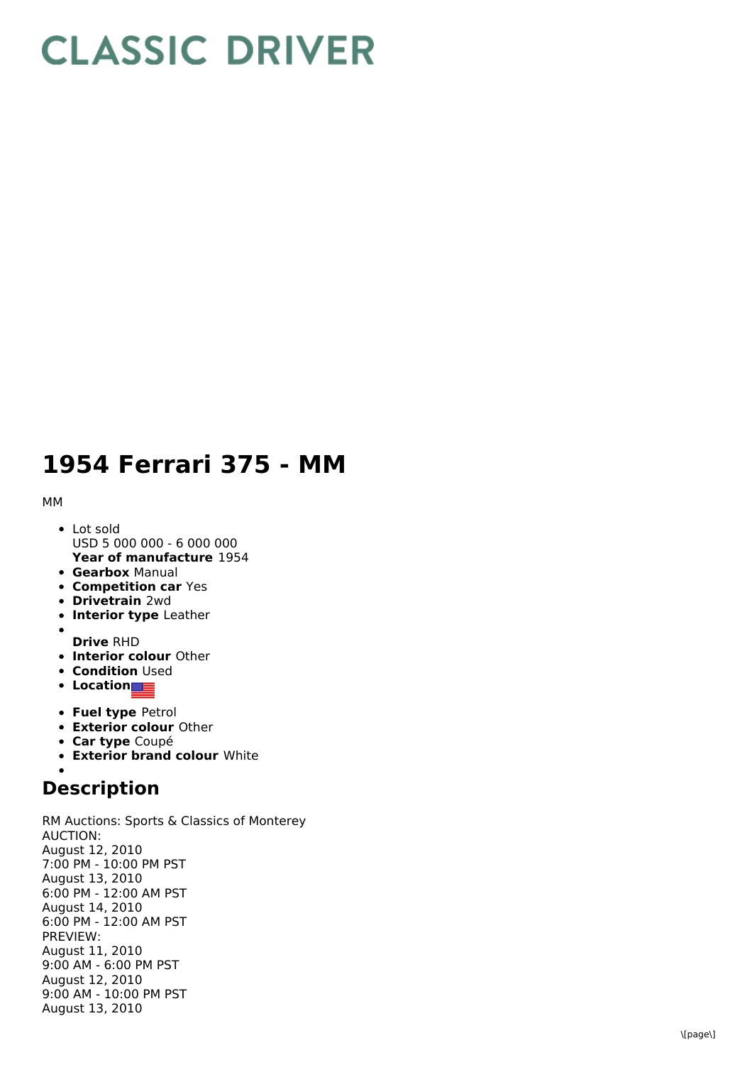# CLASSIC DRIVER

# 1954 Ferrari 375 - MM

MM

- Lot sold
  USD 5 000 000 - 6 000 000
  **Year of manufacture** 1954
- **Gearbox** Manual
- **Competition car** Yes
- **Drivetrain** 2wd
- **Interior type** Leather
- 
  **Drive** RHD
- **Interior colour** Other
- **Condition** Used
- **Location**
- **Fuel type** Petrol
- **Exterior colour** Other
- **Car type** Coupé
- **Exterior brand colour** White
- 

## Description

RM Auctions: Sports & Classics of Monterey
AUCTION:
August 12, 2010
7:00 PM - 10:00 PM PST
August 13, 2010
6:00 PM - 12:00 AM PST
August 14, 2010
6:00 PM - 12:00 AM PST
PREVIEW:
August 11, 2010
9:00 AM - 6:00 PM PST
August 12, 2010
9:00 AM - 10:00 PM PST
August 13, 2010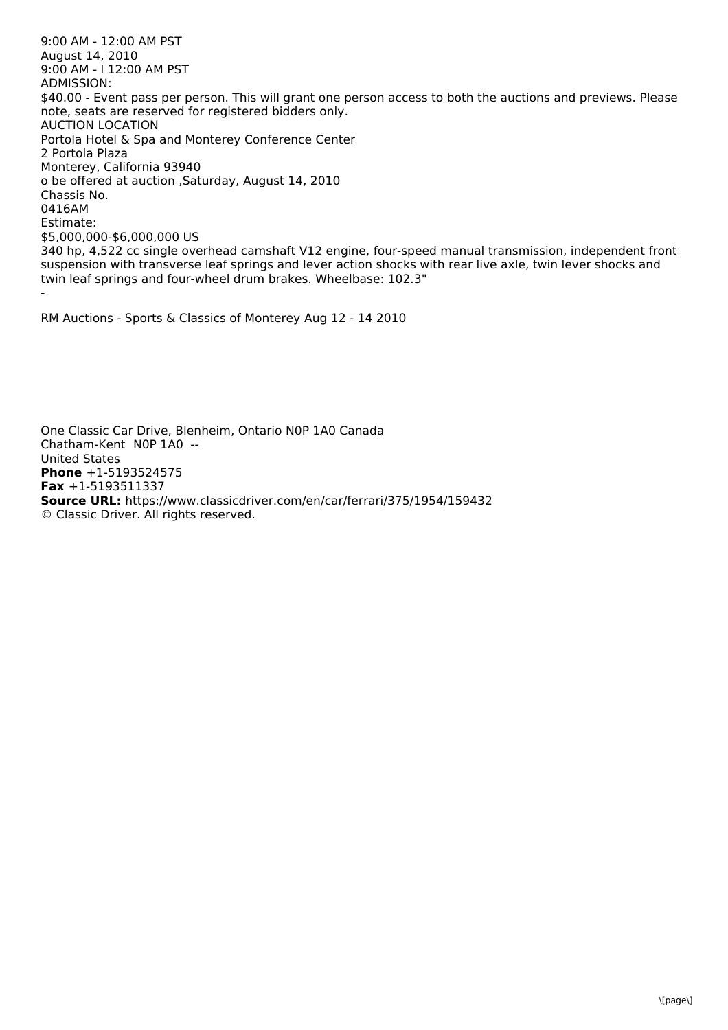9:00 AM - 12:00 AM PST
August 14, 2010
9:00 AM - l 12:00 AM PST
ADMISSION:
$40.00 - Event pass per person. This will grant one person access to both the auctions and previews. Please note, seats are reserved for registered bidders only.
AUCTION LOCATION
Portola Hotel & Spa and Monterey Conference Center
2 Portola Plaza
Monterey, California 93940
o be offered at auction ,Saturday, August 14, 2010
Chassis No.
0416AM
Estimate:
$5,000,000-$6,000,000 US
340 hp, 4,522 cc single overhead camshaft V12 engine, four-speed manual transmission, independent front suspension with transverse leaf springs and lever action shocks with rear live axle, twin lever shocks and twin leaf springs and four-wheel drum brakes. Wheelbase: 102.3"
-

RM Auctions - Sports & Classics of Monterey Aug 12 - 14 2010

One Classic Car Drive, Blenheim, Ontario N0P 1A0 Canada
Chatham-Kent N0P 1A0 --
United States
**Phone** +1-5193524575
**Fax** +1-5193511337
**Source URL:** https://www.classicdriver.com/en/car/ferrari/375/1954/159432
© Classic Driver. All rights reserved.